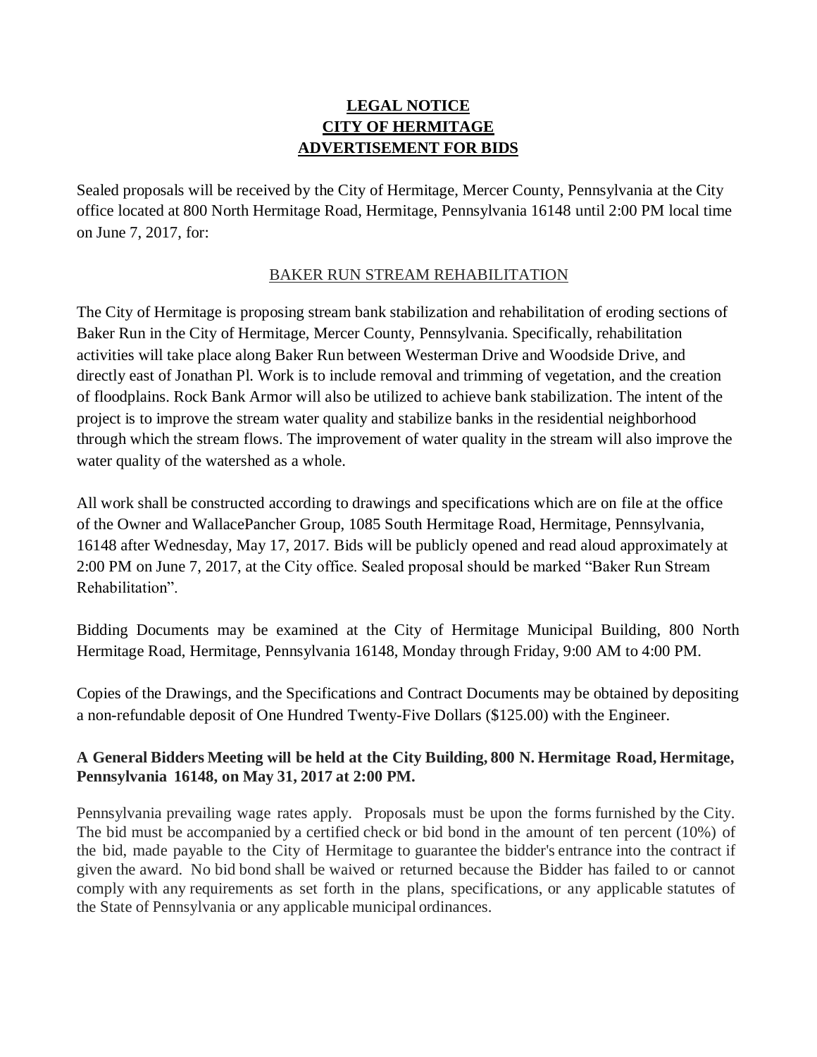# LEGAL NOTICE
# CITY OF HERMITAGE
# ADVERTISEMENT FOR BIDS

Sealed proposals will be received by the City of Hermitage, Mercer County, Pennsylvania at the City office located at 800 North Hermitage Road, Hermitage, Pennsylvania 16148 until 2:00 PM local time on June 7, 2017, for:

BAKER RUN STREAM REHABILITATION

The City of Hermitage is proposing stream bank stabilization and rehabilitation of eroding sections of Baker Run in the City of Hermitage, Mercer County, Pennsylvania. Specifically, rehabilitation activities will take place along Baker Run between Westerman Drive and Woodside Drive, and directly east of Jonathan Pl. Work is to include removal and trimming of vegetation, and the creation of floodplains. Rock Bank Armor will also be utilized to achieve bank stabilization. The intent of the project is to improve the stream water quality and stabilize banks in the residential neighborhood through which the stream flows. The improvement of water quality in the stream will also improve the water quality of the watershed as a whole.

All work shall be constructed according to drawings and specifications which are on file at the office of the Owner and WallacePancher Group, 1085 South Hermitage Road, Hermitage, Pennsylvania, 16148 after Wednesday, May 17, 2017. Bids will be publicly opened and read aloud approximately at 2:00 PM on June 7, 2017, at the City office. Sealed proposal should be marked "Baker Run Stream Rehabilitation".

Bidding Documents may be examined at the City of Hermitage Municipal Building, 800 North Hermitage Road, Hermitage, Pennsylvania 16148, Monday through Friday, 9:00 AM to 4:00 PM.

Copies of the Drawings, and the Specifications and Contract Documents may be obtained by depositing a non-refundable deposit of One Hundred Twenty-Five Dollars ($125.00) with the Engineer.

**A General Bidders Meeting will be held at the City Building, 800 N. Hermitage Road, Hermitage, Pennsylvania 16148, on May 31, 2017 at 2:00 PM.**

Pennsylvania prevailing wage rates apply. Proposals must be upon the forms furnished by the City. The bid must be accompanied by a certified check or bid bond in the amount of ten percent (10%) of the bid, made payable to the City of Hermitage to guarantee the bidder's entrance into the contract if given the award. No bid bond shall be waived or returned because the Bidder has failed to or cannot comply with any requirements as set forth in the plans, specifications, or any applicable statutes of the State of Pennsylvania or any applicable municipal ordinances.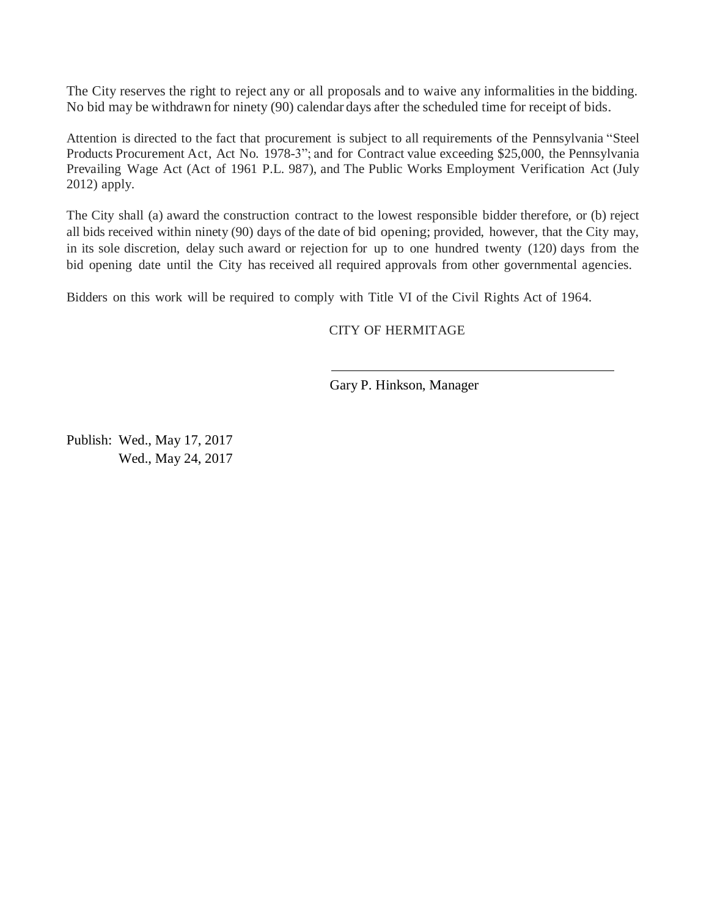The City reserves the right to reject any or all proposals and to waive any informalities in the bidding. No bid may be withdrawn for ninety (90) calendar days after the scheduled time for receipt of bids.

Attention is directed to the fact that procurement is subject to all requirements of the Pennsylvania "Steel Products Procurement Act, Act No. 1978-3"; and for Contract value exceeding $25,000, the Pennsylvania Prevailing Wage Act (Act of 1961 P.L. 987), and The Public Works Employment Verification Act (July 2012) apply.

The City shall (a) award the construction contract to the lowest responsible bidder therefore, or (b) reject all bids received within ninety (90) days of the date of bid opening; provided, however, that the City may, in its sole discretion, delay such award or rejection for up to one hundred twenty (120) days from the bid opening date until the City has received all required approvals from other governmental agencies.

Bidders on this work will be required to comply with Title VI of the Civil Rights Act of 1964.

CITY OF HERMITAGE

Gary P. Hinkson, Manager

Publish: Wed., May 17, 2017
Wed., May 24, 2017